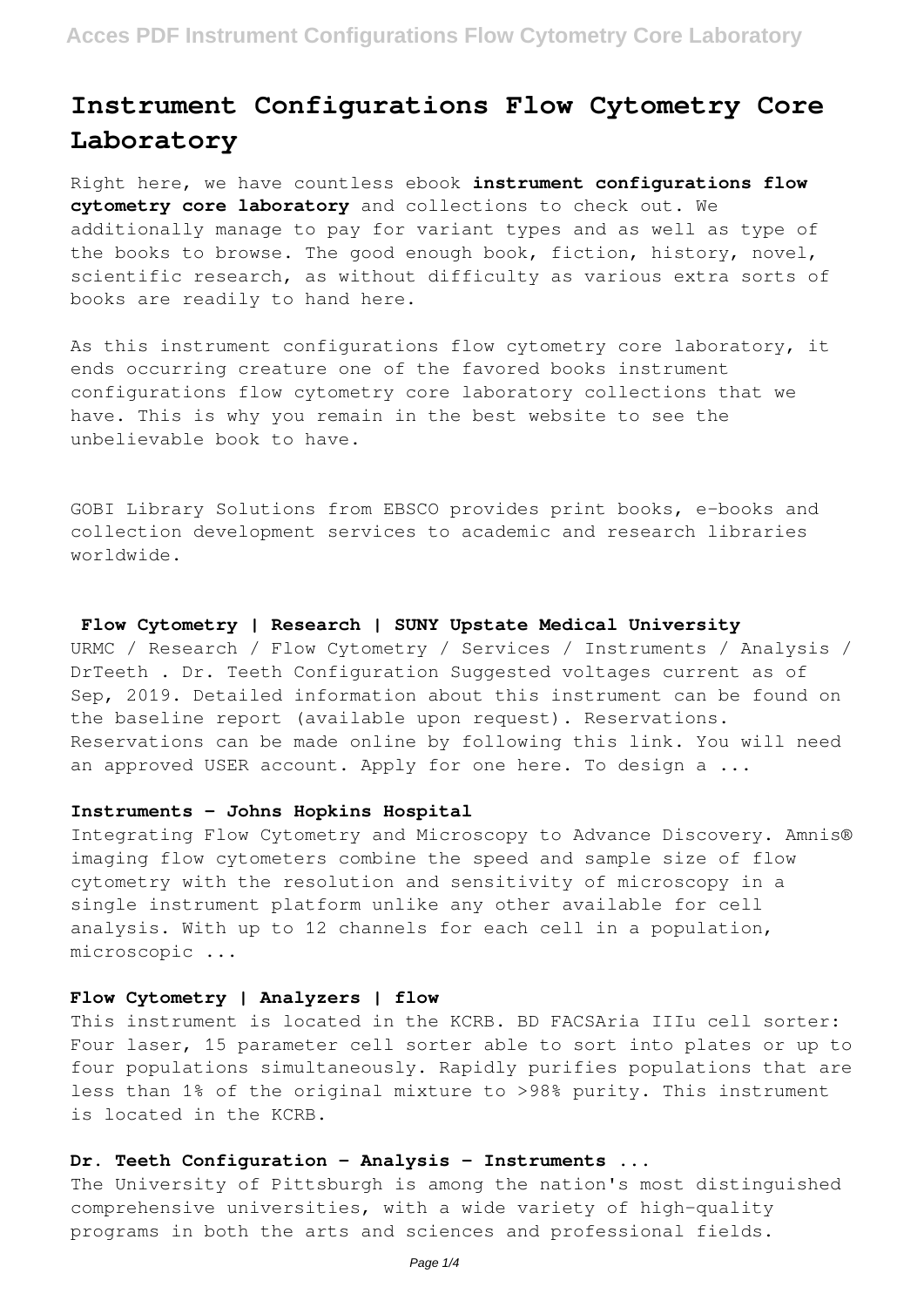# Instrument Configurations Flow Cytometry Core Laboratory

Right here, we have countless ebook **instrument configurations flow cytometry core laboratory** and collections to check out. We additionally manage to pay for variant types and as well as type of the books to browse. The good enough book, fiction, history, novel, scientific research, as without difficulty as various extra sorts of books are readily to hand here.

As this instrument configurations flow cytometry core laboratory, it ends occurring creature one of the favored books instrument configurations flow cytometry core laboratory collections that we have. This is why you remain in the best website to see the unbelievable book to have.

GOBI Library Solutions from EBSCO provides print books, e-books and collection development services to academic and research libraries worldwide.

## Flow Cytometry | Research | SUNY Upstate Medical University

URMC / Research / Flow Cytometry / Services / Instruments / Analysis / DrTeeth . Dr. Teeth Configuration Suggested voltages current as of Sep, 2019. Detailed information about this instrument can be found on the baseline report (available upon request). Reservations. Reservations can be made online by following this link. You will need an approved USER account. Apply for one here. To design a ...

## Instruments - Johns Hopkins Hospital

Integrating Flow Cytometry and Microscopy to Advance Discovery. Amnis® imaging flow cytometers combine the speed and sample size of flow cytometry with the resolution and sensitivity of microscopy in a single instrument platform unlike any other available for cell analysis. With up to 12 channels for each cell in a population, microscopic ...

## Flow Cytometry | Analyzers | flow

This instrument is located in the KCRB. BD FACSAria IIIu cell sorter: Four laser, 15 parameter cell sorter able to sort into plates or up to four populations simultaneously. Rapidly purifies populations that are less than 1% of the original mixture to >98% purity. This instrument is located in the KCRB.

## Dr. Teeth Configuration - Analysis - Instruments ...

The University of Pittsburgh is among the nation's most distinguished comprehensive universities, with a wide variety of high-quality programs in both the arts and sciences and professional fields.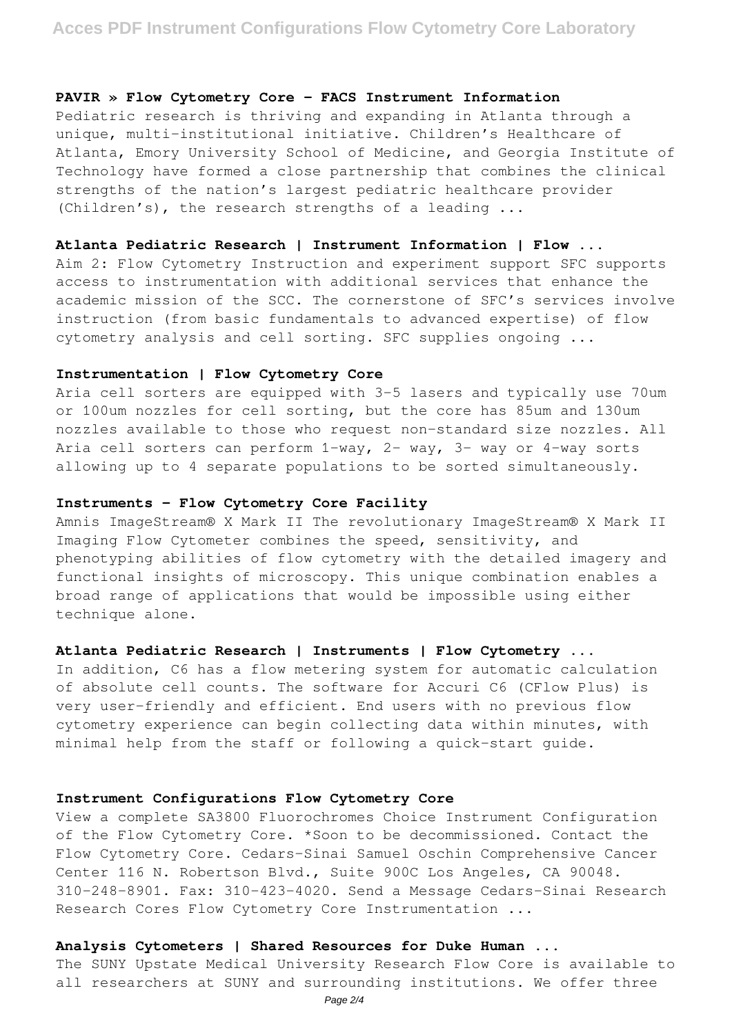**PAVIR » Flow Cytometry Core - FACS Instrument Information**

Pediatric research is thriving and expanding in Atlanta through a unique, multi-institutional initiative. Children's Healthcare of Atlanta, Emory University School of Medicine, and Georgia Institute of Technology have formed a close partnership that combines the clinical strengths of the nation's largest pediatric healthcare provider (Children's), the research strengths of a leading ...

**Atlanta Pediatric Research | Instrument Information | Flow ...**

Aim 2: Flow Cytometry Instruction and experiment support SFC supports access to instrumentation with additional services that enhance the academic mission of the SCC. The cornerstone of SFC's services involve instruction (from basic fundamentals to advanced expertise) of flow cytometry analysis and cell sorting. SFC supplies ongoing ...

**Instrumentation | Flow Cytometry Core**

Aria cell sorters are equipped with 3-5 lasers and typically use 70um or 100um nozzles for cell sorting, but the core has 85um and 130um nozzles available to those who request non-standard size nozzles. All Aria cell sorters can perform 1-way, 2- way, 3- way or 4-way sorts allowing up to 4 separate populations to be sorted simultaneously.

**Instruments - Flow Cytometry Core Facility**

Amnis ImageStream® X Mark II The revolutionary ImageStream® X Mark II Imaging Flow Cytometer combines the speed, sensitivity, and phenotyping abilities of flow cytometry with the detailed imagery and functional insights of microscopy. This unique combination enables a broad range of applications that would be impossible using either technique alone.

**Atlanta Pediatric Research | Instruments | Flow Cytometry ...**

In addition, C6 has a flow metering system for automatic calculation of absolute cell counts. The software for Accuri C6 (CFlow Plus) is very user-friendly and efficient. End users with no previous flow cytometry experience can begin collecting data within minutes, with minimal help from the staff or following a quick-start guide.

**Instrument Configurations Flow Cytometry Core**

View a complete SA3800 Fluorochromes Choice Instrument Configuration of the Flow Cytometry Core. *Soon to be decommissioned. Contact the Flow Cytometry Core. Cedars-Sinai Samuel Oschin Comprehensive Cancer Center 116 N. Robertson Blvd., Suite 900C Los Angeles, CA 90048. 310-248-8901. Fax: 310-423-4020. Send a Message Cedars-Sinai Research Research Cores Flow Cytometry Core Instrumentation ...

**Analysis Cytometers | Shared Resources for Duke Human ...**

The SUNY Upstate Medical University Research Flow Core is available to all researchers at SUNY and surrounding institutions. We offer three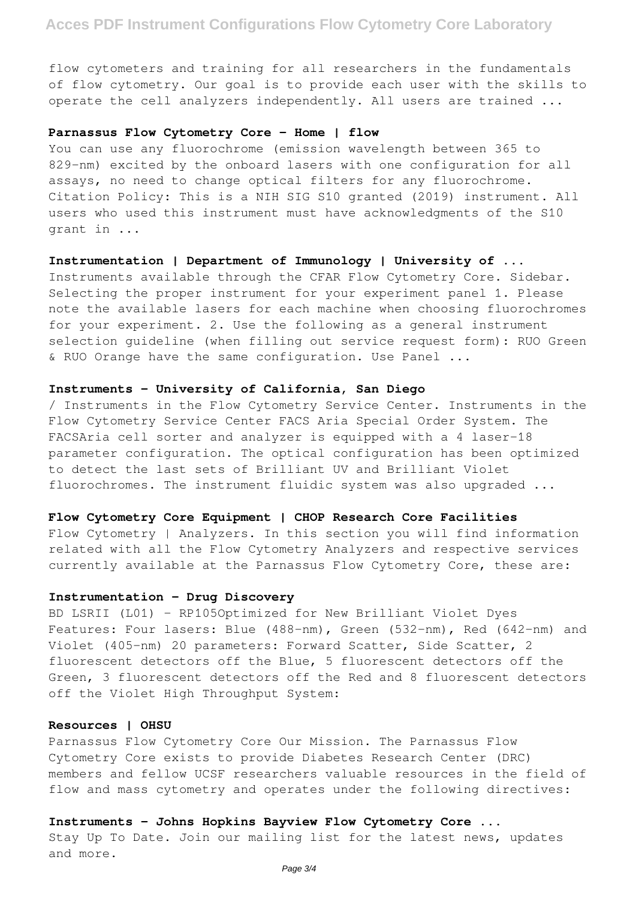flow cytometers and training for all researchers in the fundamentals of flow cytometry. Our goal is to provide each user with the skills to operate the cell analyzers independently. All users are trained ...

### Parnassus Flow Cytometry Core - Home | flow

You can use any fluorochrome (emission wavelength between 365 to 829-nm) excited by the onboard lasers with one configuration for all assays, no need to change optical filters for any fluorochrome. Citation Policy: This is a NIH SIG S10 granted (2019) instrument. All users who used this instrument must have acknowledgments of the S10 grant in ...

### Instrumentation | Department of Immunology | University of ...

Instruments available through the CFAR Flow Cytometry Core. Sidebar. Selecting the proper instrument for your experiment panel 1. Please note the available lasers for each machine when choosing fluorochromes for your experiment. 2. Use the following as a general instrument selection guideline (when filling out service request form): RUO Green & RUO Orange have the same configuration. Use Panel ...

### Instruments - University of California, San Diego

/ Instruments in the Flow Cytometry Service Center. Instruments in the Flow Cytometry Service Center FACS Aria Special Order System. The FACSAria cell sorter and analyzer is equipped with a 4 laser-18 parameter configuration. The optical configuration has been optimized to detect the last sets of Brilliant UV and Brilliant Violet fluorochromes. The instrument fluidic system was also upgraded ...

### Flow Cytometry Core Equipment | CHOP Research Core Facilities

Flow Cytometry | Analyzers. In this section you will find information related with all the Flow Cytometry Analyzers and respective services currently available at the Parnassus Flow Cytometry Core, these are:

### Instrumentation - Drug Discovery

BD LSRII (L01) - RP105Optimized for New Brilliant Violet Dyes Features: Four lasers: Blue (488-nm), Green (532-nm), Red (642-nm) and Violet (405-nm) 20 parameters: Forward Scatter, Side Scatter, 2 fluorescent detectors off the Blue, 5 fluorescent detectors off the Green, 3 fluorescent detectors off the Red and 8 fluorescent detectors off the Violet High Throughput System:

### Resources | OHSU

Parnassus Flow Cytometry Core Our Mission. The Parnassus Flow Cytometry Core exists to provide Diabetes Research Center (DRC) members and fellow UCSF researchers valuable resources in the field of flow and mass cytometry and operates under the following directives:

### Instruments - Johns Hopkins Bayview Flow Cytometry Core ...

Stay Up To Date. Join our mailing list for the latest news, updates and more.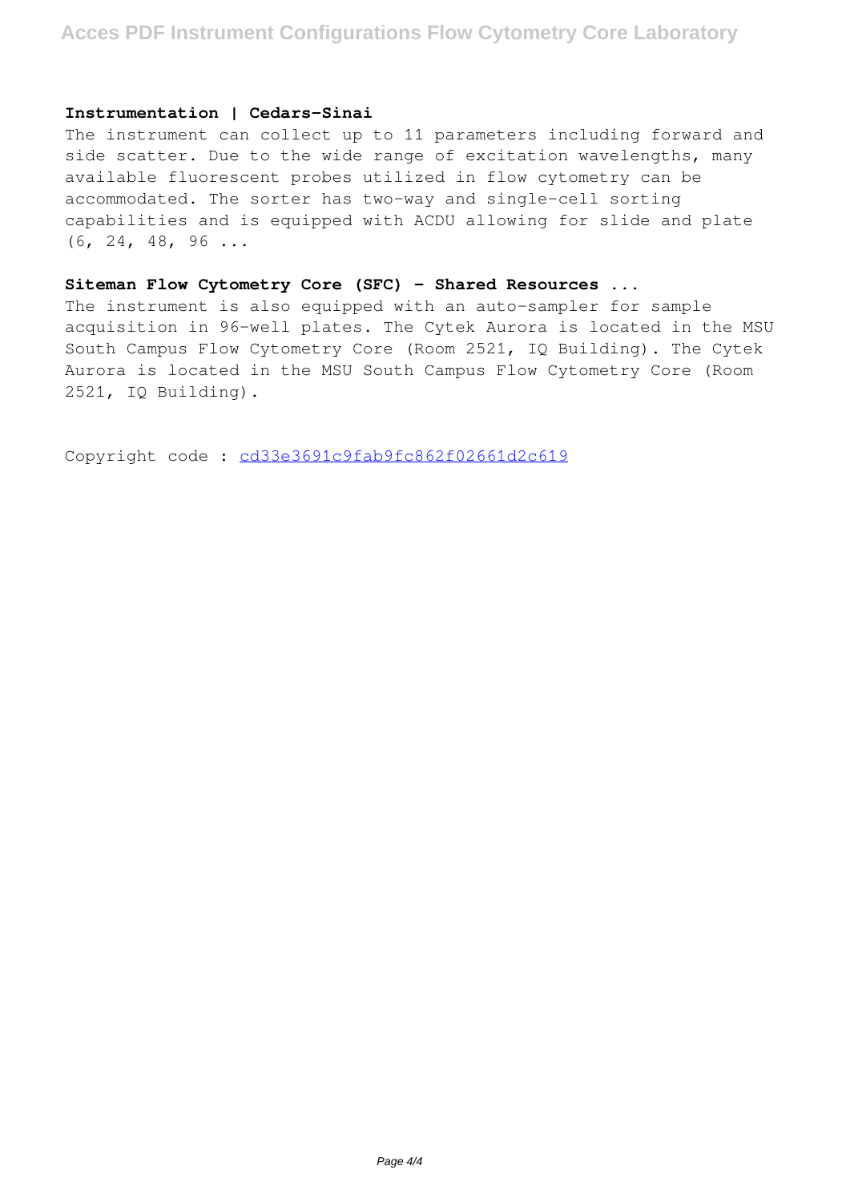**Instrumentation | Cedars-Sinai**

The instrument can collect up to 11 parameters including forward and side scatter. Due to the wide range of excitation wavelengths, many available fluorescent probes utilized in flow cytometry can be accommodated. The sorter has two-way and single-cell sorting capabilities and is equipped with ACDU allowing for slide and plate (6, 24, 48, 96 ...

**Siteman Flow Cytometry Core (SFC) - Shared Resources ...**

The instrument is also equipped with an auto-sampler for sample acquisition in 96-well plates. The Cytek Aurora is located in the MSU South Campus Flow Cytometry Core (Room 2521, IQ Building). The Cytek Aurora is located in the MSU South Campus Flow Cytometry Core (Room 2521, IQ Building).

Copyright code : cd33e3691c9fab9fc862f02661d2c619